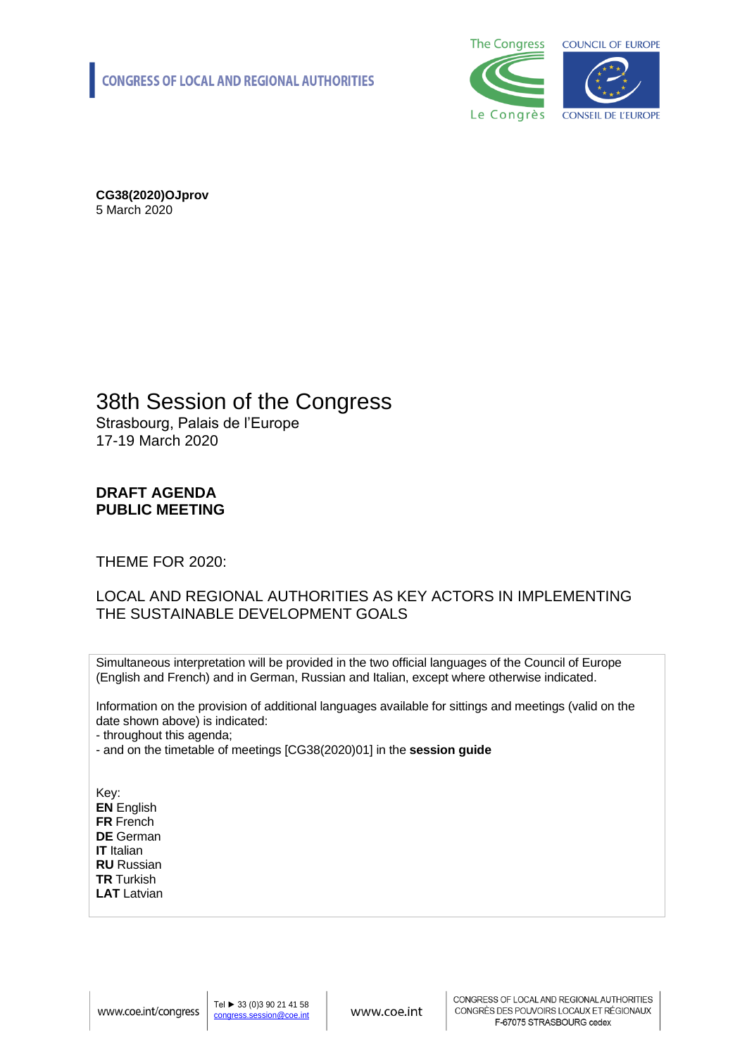CONGRESS OF LOCAL AND REGIONAL AUTHORITIES

**CG38(2020)OJprov**
5 March 2020

# 38th Session of the Congress

Strasbourg, Palais de l'Europe
17-19 March 2020

**DRAFT AGENDA**
**PUBLIC MEETING**

THEME FOR 2020:

LOCAL AND REGIONAL AUTHORITIES AS KEY ACTORS IN IMPLEMENTING THE SUSTAINABLE DEVELOPMENT GOALS

Simultaneous interpretation will be provided in the two official languages of the Council of Europe (English and French) and in German, Russian and Italian, except where otherwise indicated.

Information on the provision of additional languages available for sittings and meetings (valid on the date shown above) is indicated:
- throughout this agenda;
- and on the timetable of meetings [CG38(2020)01] in the **session guide**

Key:
**EN** English
**FR** French
**DE** German
**IT** Italian
**RU** Russian
**TR** Turkish
**LAT** Latvian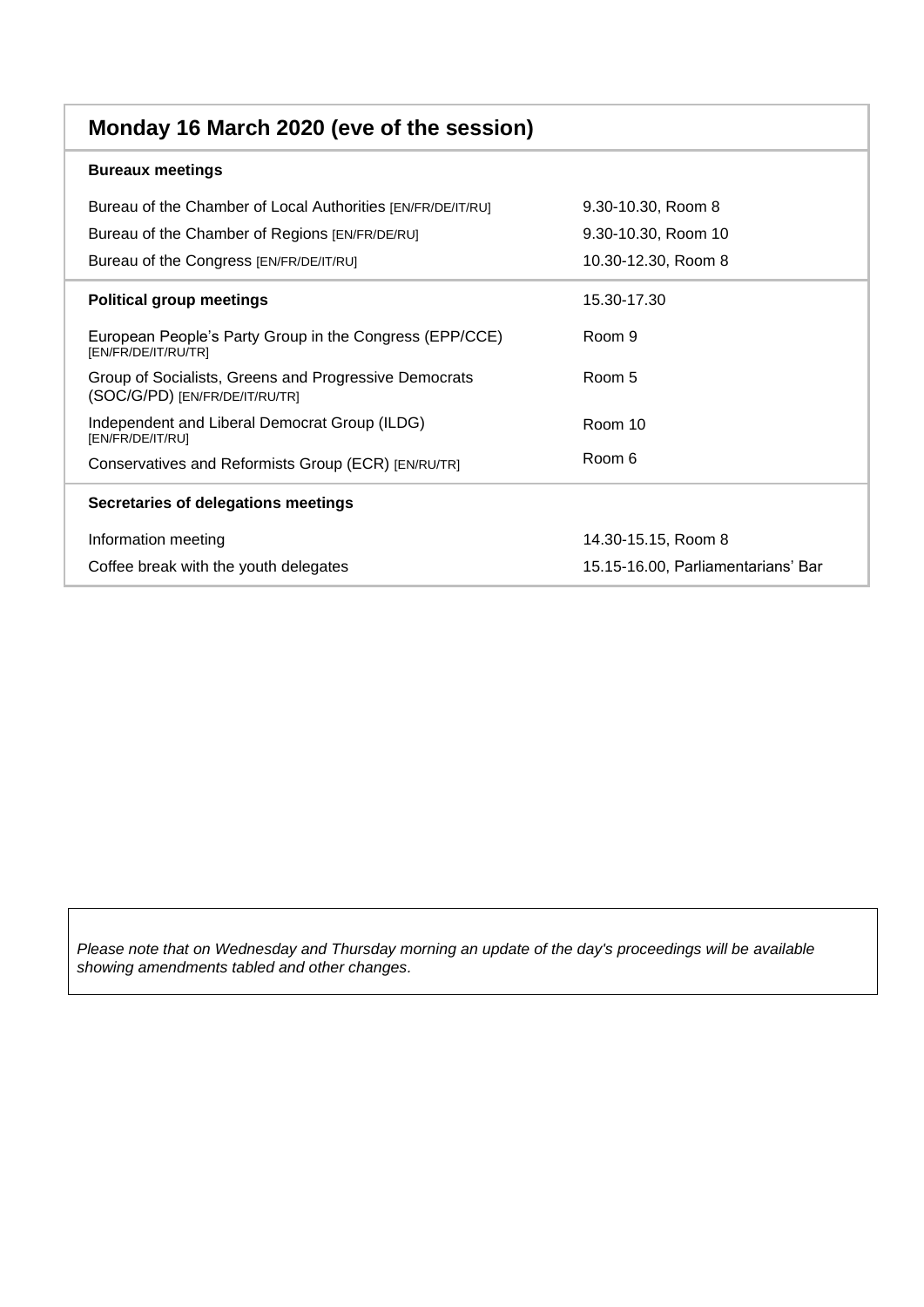## Monday 16 March 2020 (eve of the session)

| **Bureaux meetings** | |
|---|---|
| Bureau of the Chamber of Local Authorities [EN/FR/DE/IT/RU] | 9.30-10.30, Room 8 |
| Bureau of the Chamber of Regions [EN/FR/DE/RU] | 9.30-10.30, Room 10 |
| Bureau of the Congress [EN/FR/DE/IT/RU] | 10.30-12.30, Room 8 |
| **Political group meetings** | 15.30-17.30 |
| European People's Party Group in the Congress (EPP/CCE) [EN/FR/DE/IT/RU/TR] | Room 9 |
| Group of Socialists, Greens and Progressive Democrats (SOC/G/PD) [EN/FR/DE/IT/RU/TR] | Room 5 |
| Independent and Liberal Democrat Group (ILDG) [EN/FR/DE/IT/RU] | Room 10 |
| Conservatives and Reformists Group (ECR) [EN/RU/TR] | Room 6 |
| **Secretaries of delegations meetings** | |
| Information meeting | 14.30-15.15, Room 8 |
| Coffee break with the youth delegates | 15.15-16.00, Parliamentarians' Bar |

*Please note that on Wednesday and Thursday morning an update of the day's proceedings will be available showing amendments tabled and other changes.*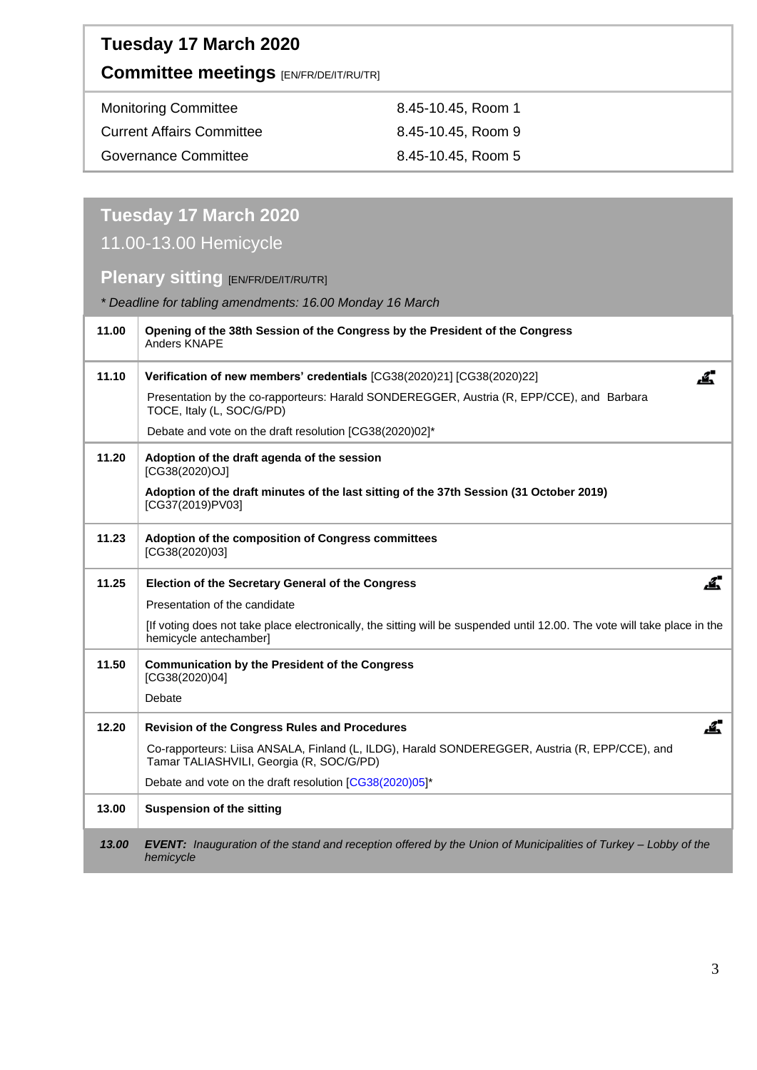## Tuesday 17 March 2020

### Committee meetings [EN/FR/DE/IT/RU/TR]

| | |
|---|---|
| Monitoring Committee | 8.45-10.45, Room 1 |
| Current Affairs Committee | 8.45-10.45, Room 9 |
| Governance Committee | 8.45-10.45, Room 5 |

## Tuesday 17 March 2020

11.00-13.00 Hemicycle

### Plenary sitting [EN/FR/DE/IT/RU/TR]

*\* Deadline for tabling amendments: 16.00 Monday 16 March*

| Time | Item |
|---|---|
| **11.00** | **Opening of the 38th Session of the Congress by the President of the Congress**<br>Anders KNAPE |
| **11.10** | **Verification of new members' credentials** [CG38(2020)21] [CG38(2020)22]<br>Presentation by the co-rapporteurs: Harald SONDEREGGER, Austria (R, EPP/CCE), and Barbara TOCE, Italy (L, SOC/G/PD)<br>Debate and vote on the draft resolution [CG38(2020)02]* |
| **11.20** | **Adoption of the draft agenda of the session**<br>[CG38(2020)OJ]<br>**Adoption of the draft minutes of the last sitting of the 37th Session (31 October 2019)**<br>[CG37(2019)PV03] |
| **11.23** | **Adoption of the composition of Congress committees**<br>[CG38(2020)03] |
| **11.25** | **Election of the Secretary General of the Congress**<br>Presentation of the candidate<br>[If voting does not take place electronically, the sitting will be suspended until 12.00. The vote will take place in the hemicycle antechamber] |
| **11.50** | **Communication by the President of the Congress**<br>[CG38(2020)04]<br>Debate |
| **12.20** | **Revision of the Congress Rules and Procedures**<br>Co-rapporteurs: Liisa ANSALA, Finland (L, ILDG), Harald SONDEREGGER, Austria (R, EPP/CCE), and Tamar TALIASHVILI, Georgia (R, SOC/G/PD)<br>Debate and vote on the draft resolution [CG38(2020)05]* |
| **13.00** | **Suspension of the sitting** |
| ***13.00*** | ***EVENT:*** *Inauguration of the stand and reception offered by the Union of Municipalities of Turkey – Lobby of the hemicycle* |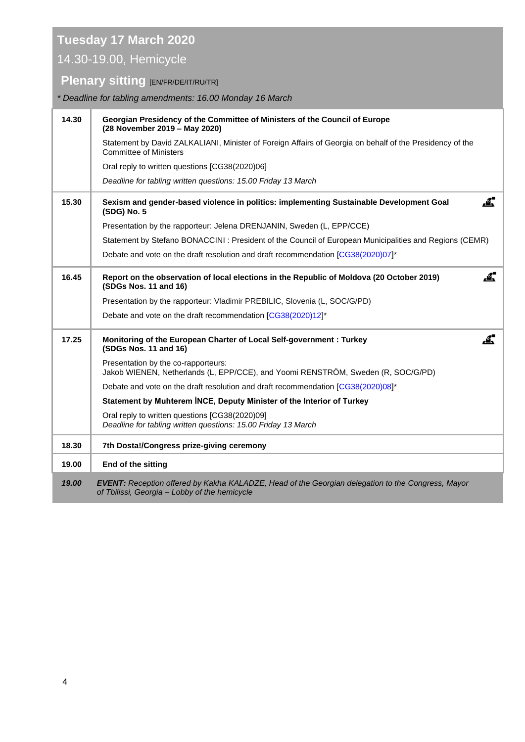# Tuesday 17 March 2020

## 14.30-19.00, Hemicycle

## Plenary sitting [EN/FR/DE/IT/RU/TR]

*\* Deadline for tabling amendments: 16.00 Monday 16 March*

| | |
|---|---|
| **14.30** | **Georgian Presidency of the Committee of Ministers of the Council of Europe (28 November 2019 – May 2020)**<br><br>Statement by David ZALKALIANI, Minister of Foreign Affairs of Georgia on behalf of the Presidency of the Committee of Ministers<br><br>Oral reply to written questions [CG38(2020)06]<br><br>*Deadline for tabling written questions: 15.00 Friday 13 March* |
| **15.30** | **Sexism and gender-based violence in politics: implementing Sustainable Development Goal (SDG) No. 5**<br><br>Presentation by the rapporteur: Jelena DRENJANIN, Sweden (L, EPP/CCE)<br><br>Statement by Stefano BONACCINI : President of the Council of European Municipalities and Regions (CEMR)<br><br>Debate and vote on the draft resolution and draft recommendation [CG38(2020)07]* |
| **16.45** | **Report on the observation of local elections in the Republic of Moldova (20 October 2019) (SDGs Nos. 11 and 16)**<br><br>Presentation by the rapporteur: Vladimir PREBILIC, Slovenia (L, SOC/G/PD)<br><br>Debate and vote on the draft recommendation [CG38(2020)12]* |
| **17.25** | **Monitoring of the European Charter of Local Self-government : Turkey (SDGs Nos. 11 and 16)**<br><br>Presentation by the co-rapporteurs:<br>Jakob WIENEN, Netherlands (L, EPP/CCE), and Yoomi RENSTRÖM, Sweden (R, SOC/G/PD)<br><br>Debate and vote on the draft resolution and draft recommendation [CG38(2020)08]*<br><br>**Statement by Muhterem İNCE, Deputy Minister of the Interior of Turkey**<br><br>Oral reply to written questions [CG38(2020)09]<br>*Deadline for tabling written questions: 15.00 Friday 13 March* |
| **18.30** | **7th Dosta!/Congress prize-giving ceremony** |
| **19.00** | **End of the sitting** |
| ***19.00*** | ***EVENT:*** *Reception offered by Kakha KALADZE, Head of the Georgian delegation to the Congress, Mayor of Tbilissi, Georgia – Lobby of the hemicycle* |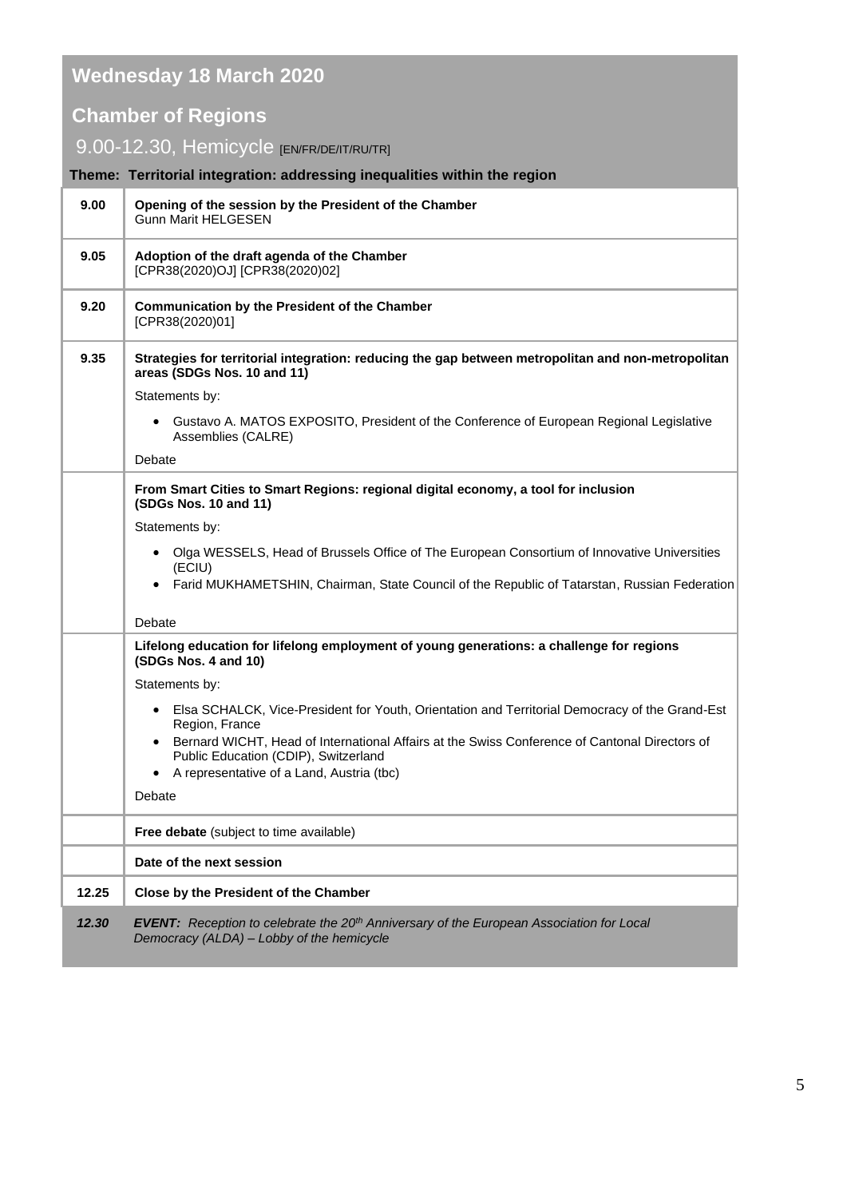# Wednesday 18 March 2020

## Chamber of Regions

9.00-12.30, Hemicycle [EN/FR/DE/IT/RU/TR]

**Theme: Territorial integration: addressing inequalities within the region**

| | |
|---|---|
| **9.00** | **Opening of the session by the President of the Chamber**<br>Gunn Marit HELGESEN |
| **9.05** | **Adoption of the draft agenda of the Chamber**<br>[CPR38(2020)OJ] [CPR38(2020)02] |
| **9.20** | **Communication by the President of the Chamber**<br>[CPR38(2020)01] |
| **9.35** | **Strategies for territorial integration: reducing the gap between metropolitan and non-metropolitan areas (SDGs Nos. 10 and 11)**<br>Statements by:<br>• Gustavo A. MATOS EXPOSITO, President of the Conference of European Regional Legislative Assemblies (CALRE)<br>Debate |
| | **From Smart Cities to Smart Regions: regional digital economy, a tool for inclusion (SDGs Nos. 10 and 11)**<br>Statements by:<br>• Olga WESSELS, Head of Brussels Office of The European Consortium of Innovative Universities (ECIU)<br>• Farid MUKHAMETSHIN, Chairman, State Council of the Republic of Tatarstan, Russian Federation<br>Debate |
| | **Lifelong education for lifelong employment of young generations: a challenge for regions (SDGs Nos. 4 and 10)**<br>Statements by:<br>• Elsa SCHALCK, Vice-President for Youth, Orientation and Territorial Democracy of the Grand-Est Region, France<br>• Bernard WICHT, Head of International Affairs at the Swiss Conference of Cantonal Directors of Public Education (CDIP), Switzerland<br>• A representative of a Land, Austria (tbc)<br>Debate |
| | **Free debate** (subject to time available) |
| | **Date of the next session** |
| **12.25** | **Close by the President of the Chamber** |
| ***12.30*** | ***EVENT:*** *Reception to celebrate the 20th Anniversary of the European Association for Local Democracy (ALDA) – Lobby of the hemicycle* |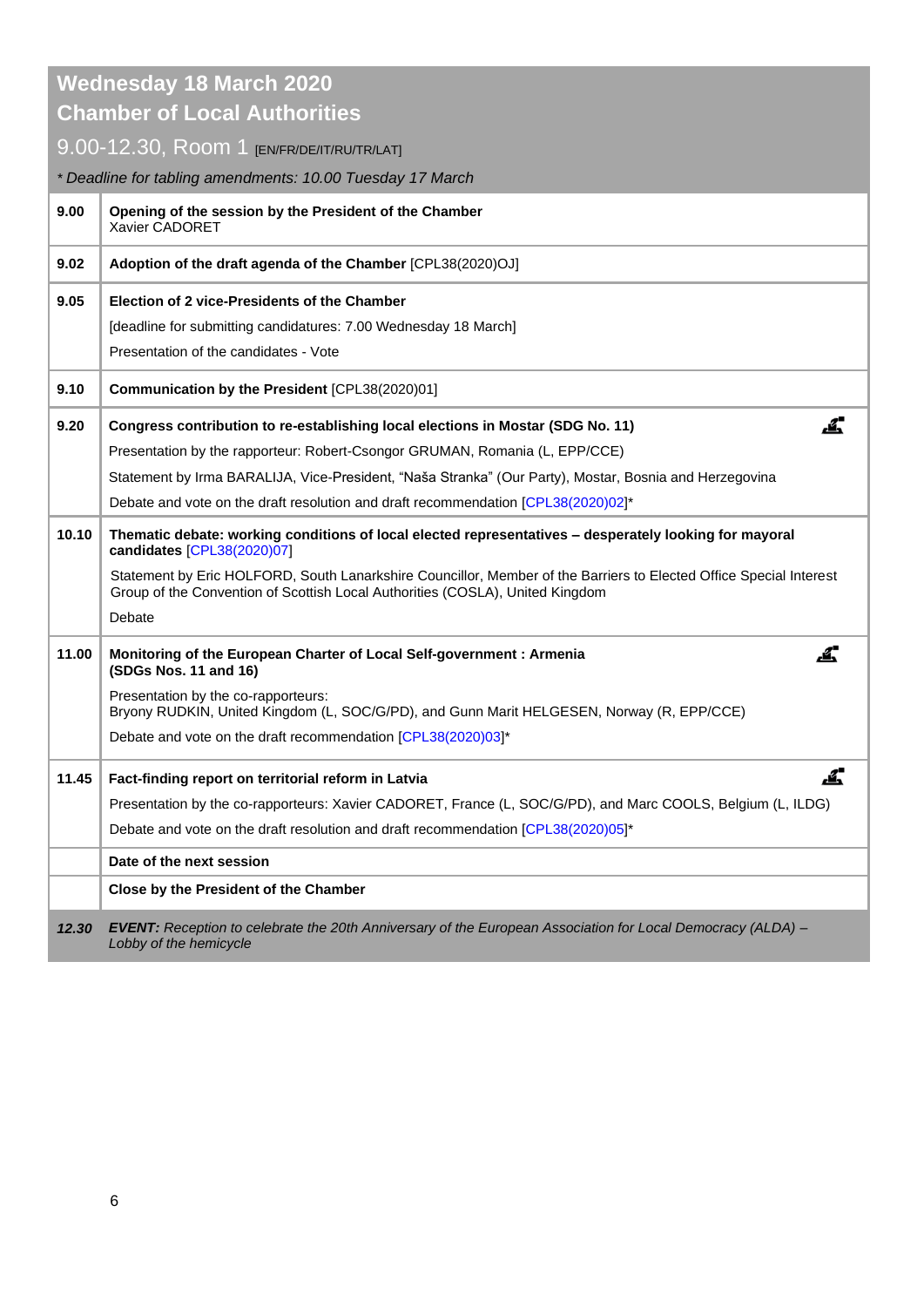## Wednesday 18 March 2020
## Chamber of Local Authorities

### 9.00-12.30, Room 1 [EN/FR/DE/IT/RU/TR/LAT]

*\* Deadline for tabling amendments: 10.00 Tuesday 17 March*

| | |
|---|---|
| 9.00 | **Opening of the session by the President of the Chamber**<br>Xavier CADORET |
| 9.02 | **Adoption of the draft agenda of the Chamber** [CPL38(2020)OJ] |
| 9.05 | **Election of 2 vice-Presidents of the Chamber**<br>[deadline for submitting candidatures: 7.00 Wednesday 18 March]<br>Presentation of the candidates - Vote |
| 9.10 | **Communication by the President** [CPL38(2020)01] |
| 9.20 | **Congress contribution to re-establishing local elections in Mostar (SDG No. 11)**<br>Presentation by the rapporteur: Robert-Csongor GRUMAN, Romania (L, EPP/CCE)<br>Statement by Irma BARALIJA, Vice-President, "Naša Stranka" (Our Party), Mostar, Bosnia and Herzegovina<br>Debate and vote on the draft resolution and draft recommendation [CPL38(2020)02]* |
| 10.10 | **Thematic debate: working conditions of local elected representatives – desperately looking for mayoral candidates** [CPL38(2020)07]<br>Statement by Eric HOLFORD, South Lanarkshire Councillor, Member of the Barriers to Elected Office Special Interest Group of the Convention of Scottish Local Authorities (COSLA), United Kingdom<br>Debate |
| 11.00 | **Monitoring of the European Charter of Local Self-government : Armenia (SDGs Nos. 11 and 16)**<br>Presentation by the co-rapporteurs:<br>Bryony RUDKIN, United Kingdom (L, SOC/G/PD), and Gunn Marit HELGESEN, Norway (R, EPP/CCE)<br>Debate and vote on the draft recommendation [CPL38(2020)03]* |
| 11.45 | **Fact-finding report on territorial reform in Latvia**<br>Presentation by the co-rapporteurs: Xavier CADORET, France (L, SOC/G/PD), and Marc COOLS, Belgium (L, ILDG)<br>Debate and vote on the draft resolution and draft recommendation [CPL38(2020)05]* |
| | **Date of the next session** |
| | **Close by the President of the Chamber** |
| *12.30* | ***EVENT:*** *Reception to celebrate the 20th Anniversary of the European Association for Local Democracy (ALDA) – Lobby of the hemicycle* |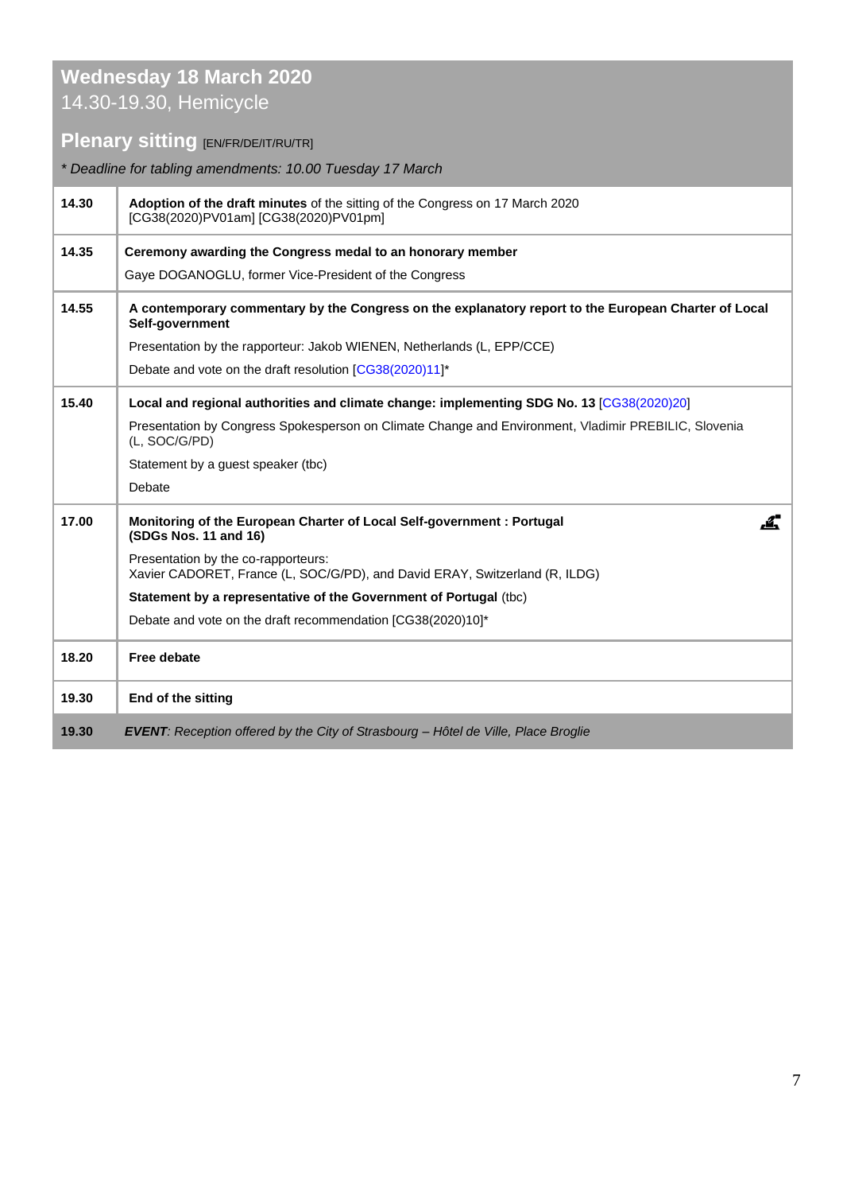## Wednesday 18 March 2020

14.30-19.30, Hemicycle

### Plenary sitting [EN/FR/DE/IT/RU/TR]

*\* Deadline for tabling amendments: 10.00 Tuesday 17 March*

| | |
|---|---|
| **14.30** | **Adoption of the draft minutes** of the sitting of the Congress on 17 March 2020 [CG38(2020)PV01am] [CG38(2020)PV01pm] |
| **14.35** | **Ceremony awarding the Congress medal to an honorary member**<br><br>Gaye DOGANOGLU, former Vice-President of the Congress |
| **14.55** | **A contemporary commentary by the Congress on the explanatory report to the European Charter of Local Self-government**<br><br>Presentation by the rapporteur: Jakob WIENEN, Netherlands (L, EPP/CCE)<br><br>Debate and vote on the draft resolution [CG38(2020)11]* |
| **15.40** | **Local and regional authorities and climate change: implementing SDG No. 13** [CG38(2020)20]<br><br>Presentation by Congress Spokesperson on Climate Change and Environment, Vladimir PREBILIC, Slovenia (L, SOC/G/PD)<br><br>Statement by a guest speaker (tbc)<br><br>Debate |
| **17.00** | **Monitoring of the European Charter of Local Self-government : Portugal (SDGs Nos. 11 and 16)**<br><br>Presentation by the co-rapporteurs:<br>Xavier CADORET, France (L, SOC/G/PD), and David ERAY, Switzerland (R, ILDG)<br><br>**Statement by a representative of the Government of Portugal** (tbc)<br><br>Debate and vote on the draft recommendation [CG38(2020)10]* |
| **18.20** | **Free debate** |
| **19.30** | **End of the sitting** |
| **19.30** | ***EVENT**: Reception offered by the City of Strasbourg – Hôtel de Ville, Place Broglie* |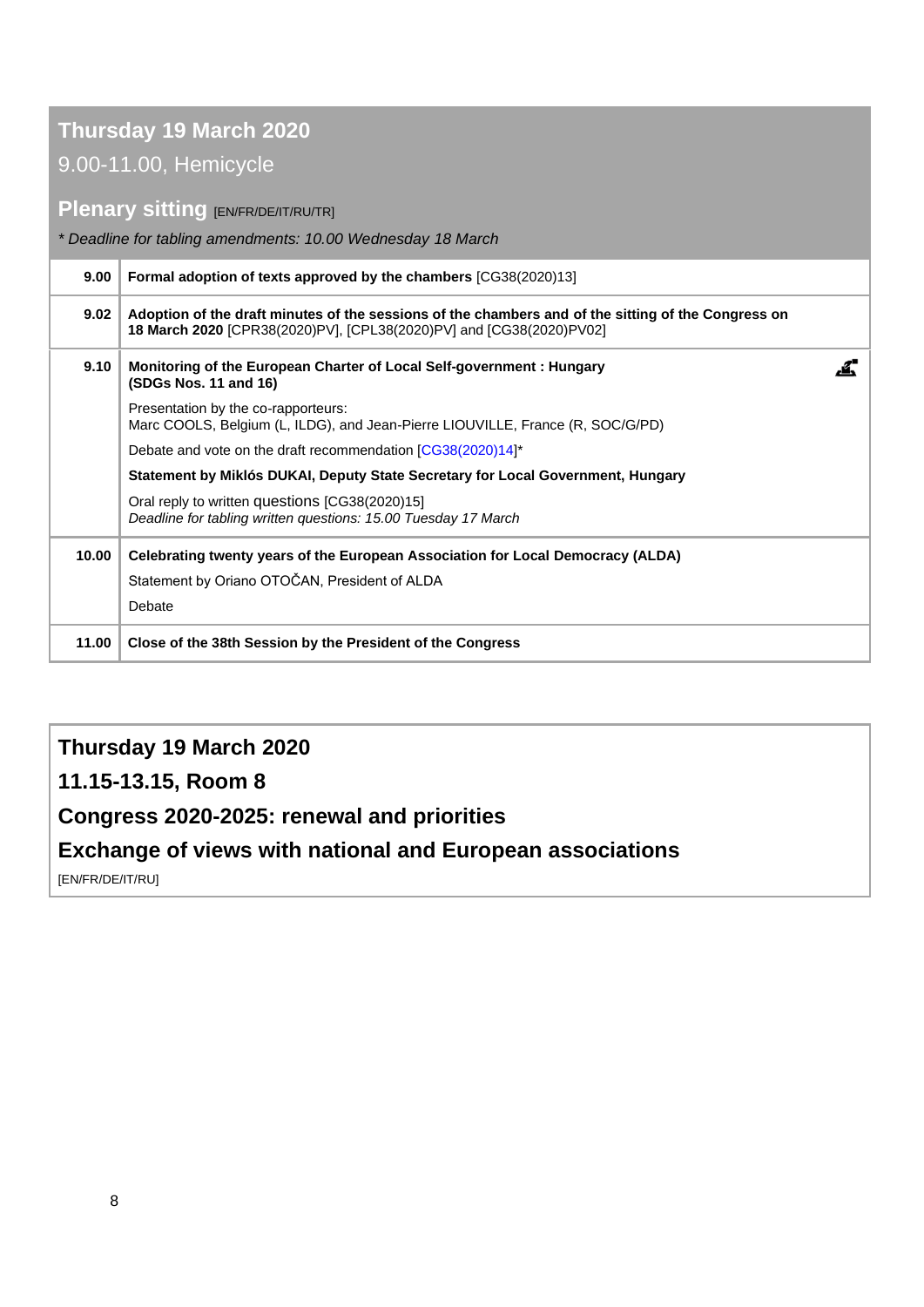## Thursday 19 March 2020

9.00-11.00, Hemicycle

### Plenary sitting [EN/FR/DE/IT/RU/TR]

*\* Deadline for tabling amendments: 10.00 Wednesday 18 March*

| | |
|---|---|
| **9.00** | **Formal adoption of texts approved by the chambers** [CG38(2020)13] |
| **9.02** | **Adoption of the draft minutes of the sessions of the chambers and of the sitting of the Congress on 18 March 2020** [CPR38(2020)PV], [CPL38(2020)PV] and [CG38(2020)PV02] |
| **9.10** | **Monitoring of the European Charter of Local Self-government : Hungary (SDGs Nos. 11 and 16)**<br>Presentation by the co-rapporteurs:<br>Marc COOLS, Belgium (L, ILDG), and Jean-Pierre LIOUVILLE, France (R, SOC/G/PD)<br>Debate and vote on the draft recommendation [CG38(2020)14]*<br>**Statement by Miklós DUKAI, Deputy State Secretary for Local Government, Hungary**<br>Oral reply to written questions [CG38(2020)15]<br>*Deadline for tabling written questions: 15.00 Tuesday 17 March* |
| **10.00** | **Celebrating twenty years of the European Association for Local Democracy (ALDA)**<br>Statement by Oriano OTOČAN, President of ALDA<br>Debate |
| **11.00** | **Close of the 38th Session by the President of the Congress** |

## Thursday 19 March 2020

## 11.15-13.15, Room 8

## Congress 2020-2025: renewal and priorities

## Exchange of views with national and European associations

[EN/FR/DE/IT/RU]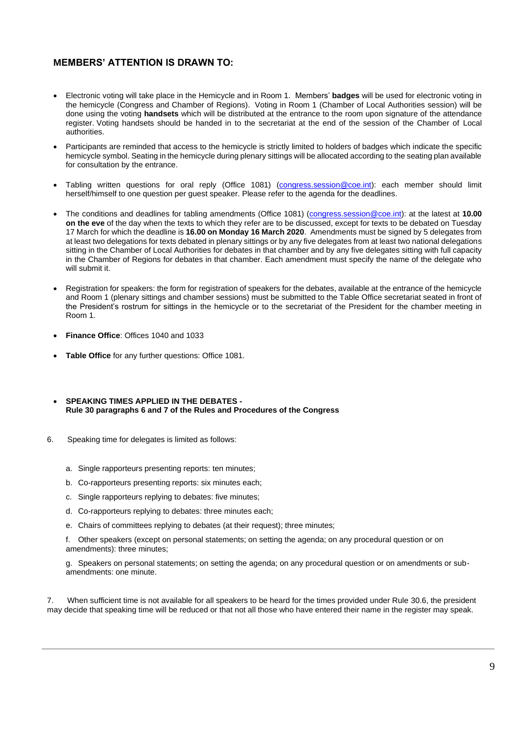## MEMBERS' ATTENTION IS DRAWN TO:

- Electronic voting will take place in the Hemicycle and in Room 1. Members' **badges** will be used for electronic voting in the hemicycle (Congress and Chamber of Regions). Voting in Room 1 (Chamber of Local Authorities session) will be done using the voting **handsets** which will be distributed at the entrance to the room upon signature of the attendance register. Voting handsets should be handed in to the secretariat at the end of the session of the Chamber of Local authorities.

- Participants are reminded that access to the hemicycle is strictly limited to holders of badges which indicate the specific hemicycle symbol. Seating in the hemicycle during plenary sittings will be allocated according to the seating plan available for consultation by the entrance.

- Tabling written questions for oral reply (Office 1081) (congress.session@coe.int): each member should limit herself/himself to one question per guest speaker. Please refer to the agenda for the deadlines.

- The conditions and deadlines for tabling amendments (Office 1081) (congress.session@coe.int): at the latest at **10.00 on the eve** of the day when the texts to which they refer are to be discussed, except for texts to be debated on Tuesday 17 March for which the deadline is **16.00 on Monday 16 March 2020**. Amendments must be signed by 5 delegates from at least two delegations for texts debated in plenary sittings or by any five delegates from at least two national delegations sitting in the Chamber of Local Authorities for debates in that chamber and by any five delegates sitting with full capacity in the Chamber of Regions for debates in that chamber. Each amendment must specify the name of the delegate who will submit it.

- Registration for speakers: the form for registration of speakers for the debates, available at the entrance of the hemicycle and Room 1 (plenary sittings and chamber sessions) must be submitted to the Table Office secretariat seated in front of the President's rostrum for sittings in the hemicycle or to the secretariat of the President for the chamber meeting in Room 1.

- **Finance Office**: Offices 1040 and 1033

- **Table Office** for any further questions: Office 1081.

- **SPEAKING TIMES APPLIED IN THE DEBATES - Rule 30 paragraphs 6 and 7 of the Rules and Procedures of the Congress**

6. Speaking time for delegates is limited as follows:

   a. Single rapporteurs presenting reports: ten minutes;

   b. Co-rapporteurs presenting reports: six minutes each;

   c. Single rapporteurs replying to debates: five minutes;

   d. Co-rapporteurs replying to debates: three minutes each;

   e. Chairs of committees replying to debates (at their request); three minutes;

   f. Other speakers (except on personal statements; on setting the agenda; on any procedural question or on amendments): three minutes;

   g. Speakers on personal statements; on setting the agenda; on any procedural question or on amendments or sub-amendments: one minute.

7. When sufficient time is not available for all speakers to be heard for the times provided under Rule 30.6, the president may decide that speaking time will be reduced or that not all those who have entered their name in the register may speak.